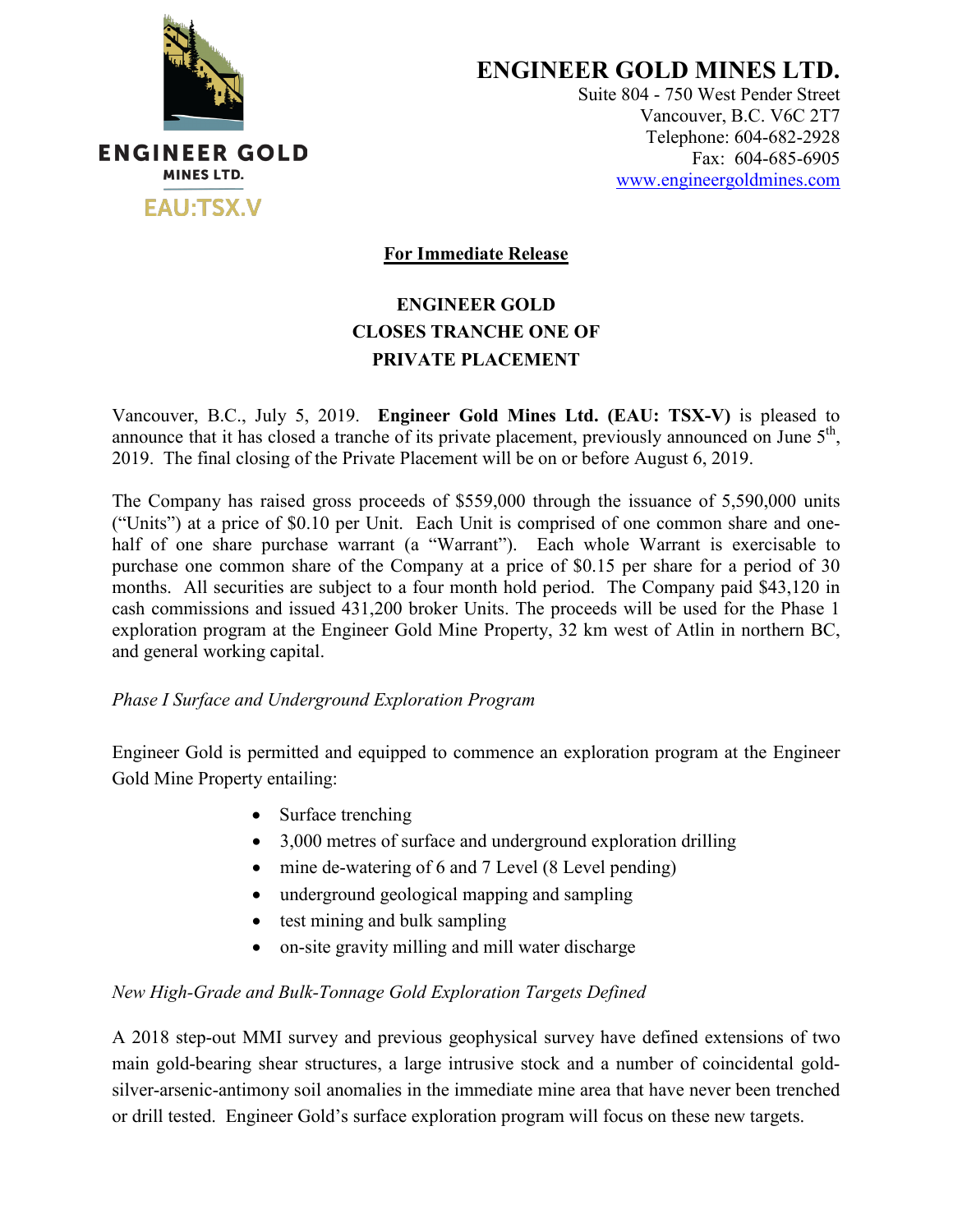# ENGINEER GOLD MINES LTD.

Suite 804 - 750 West Pender Street
Vancouver, B.C. V6C 2T7
Telephone: 604-682-2928
Fax: 604-685-6905
www.engineergoldmines.com

ENGINEER GOLD
MINES LTD.
EAU:TSX.V

**For Immediate Release**

## ENGINEER GOLD CLOSES TRANCHE ONE OF PRIVATE PLACEMENT

Vancouver, B.C., July 5, 2019. **Engineer Gold Mines Ltd. (EAU: TSX-V)** is pleased to announce that it has closed a tranche of its private placement, previously announced on June 5th, 2019. The final closing of the Private Placement will be on or before August 6, 2019.

The Company has raised gross proceeds of $559,000 through the issuance of 5,590,000 units ("Units") at a price of $0.10 per Unit. Each Unit is comprised of one common share and one-half of one share purchase warrant (a "Warrant"). Each whole Warrant is exercisable to purchase one common share of the Company at a price of $0.15 per share for a period of 30 months. All securities are subject to a four month hold period. The Company paid $43,120 in cash commissions and issued 431,200 broker Units. The proceeds will be used for the Phase 1 exploration program at the Engineer Gold Mine Property, 32 km west of Atlin in northern BC, and general working capital.

*Phase I Surface and Underground Exploration Program*

Engineer Gold is permitted and equipped to commence an exploration program at the Engineer Gold Mine Property entailing:

- Surface trenching
- 3,000 metres of surface and underground exploration drilling
- mine de-watering of 6 and 7 Level (8 Level pending)
- underground geological mapping and sampling
- test mining and bulk sampling
- on-site gravity milling and mill water discharge

*New High-Grade and Bulk-Tonnage Gold Exploration Targets Defined*

A 2018 step-out MMI survey and previous geophysical survey have defined extensions of two main gold-bearing shear structures, a large intrusive stock and a number of coincidental gold-silver-arsenic-antimony soil anomalies in the immediate mine area that have never been trenched or drill tested. Engineer Gold's surface exploration program will focus on these new targets.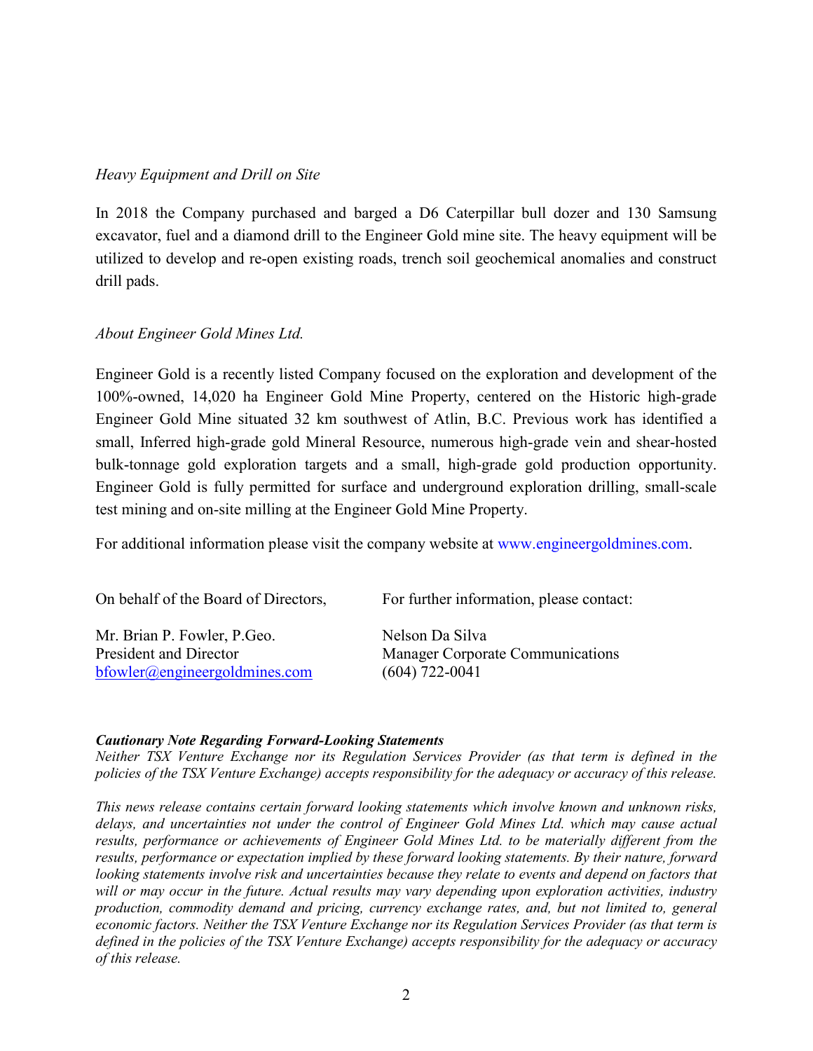*Heavy Equipment and Drill on Site*

In 2018 the Company purchased and barged a D6 Caterpillar bull dozer and 130 Samsung excavator, fuel and a diamond drill to the Engineer Gold mine site. The heavy equipment will be utilized to develop and re-open existing roads, trench soil geochemical anomalies and construct drill pads.

*About Engineer Gold Mines Ltd.*

Engineer Gold is a recently listed Company focused on the exploration and development of the 100%-owned, 14,020 ha Engineer Gold Mine Property, centered on the Historic high-grade Engineer Gold Mine situated 32 km southwest of Atlin, B.C. Previous work has identified a small, Inferred high-grade gold Mineral Resource, numerous high-grade vein and shear-hosted bulk-tonnage gold exploration targets and a small, high-grade gold production opportunity. Engineer Gold is fully permitted for surface and underground exploration drilling, small-scale test mining and on-site milling at the Engineer Gold Mine Property.

For additional information please visit the company website at www.engineergoldmines.com.

On behalf of the Board of Directors,

Mr. Brian P. Fowler, P.Geo.
President and Director
bfowler@engineergoldmines.com

For further information, please contact:

Nelson Da Silva
Manager Corporate Communications
(604) 722-0041

***Cautionary Note Regarding Forward-Looking Statements***

*Neither TSX Venture Exchange nor its Regulation Services Provider (as that term is defined in the policies of the TSX Venture Exchange) accepts responsibility for the adequacy or accuracy of this release.*

*This news release contains certain forward looking statements which involve known and unknown risks, delays, and uncertainties not under the control of Engineer Gold Mines Ltd. which may cause actual results, performance or achievements of Engineer Gold Mines Ltd. to be materially different from the results, performance or expectation implied by these forward looking statements. By their nature, forward looking statements involve risk and uncertainties because they relate to events and depend on factors that will or may occur in the future. Actual results may vary depending upon exploration activities, industry production, commodity demand and pricing, currency exchange rates, and, but not limited to, general economic factors. Neither the TSX Venture Exchange nor its Regulation Services Provider (as that term is defined in the policies of the TSX Venture Exchange) accepts responsibility for the adequacy or accuracy of this release.*